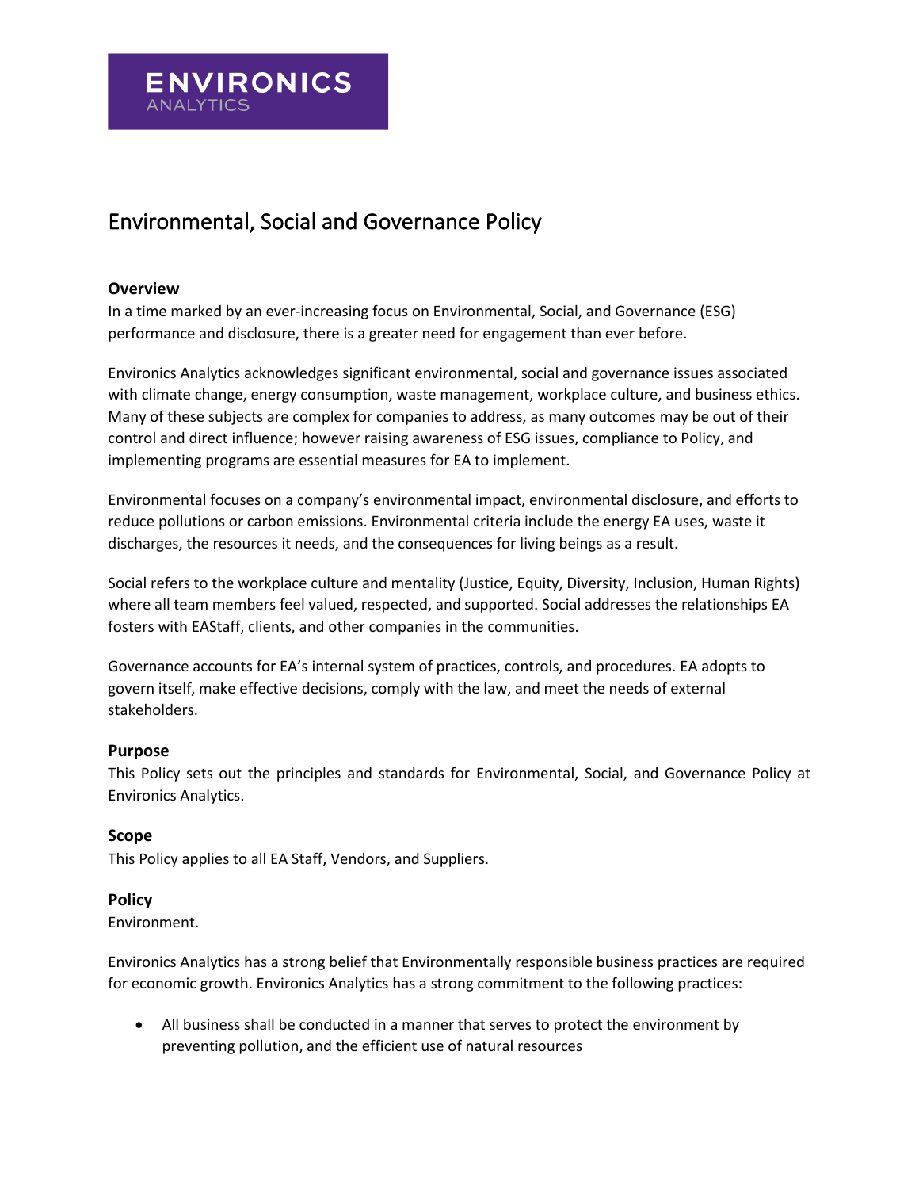ENVIRONICS
ANALYTICS

# Environmental, Social and Governance Policy

## Overview

In a time marked by an ever-increasing focus on Environmental, Social, and Governance (ESG) performance and disclosure, there is a greater need for engagement than ever before.

Environics Analytics acknowledges significant environmental, social and governance issues associated with climate change, energy consumption, waste management, workplace culture, and business ethics. Many of these subjects are complex for companies to address, as many outcomes may be out of their control and direct influence; however raising awareness of ESG issues, compliance to Policy, and implementing programs are essential measures for EA to implement.

Environmental focuses on a company's environmental impact, environmental disclosure, and efforts to reduce pollutions or carbon emissions. Environmental criteria include the energy EA uses, waste it discharges, the resources it needs, and the consequences for living beings as a result.

Social refers to the workplace culture and mentality (Justice, Equity, Diversity, Inclusion, Human Rights) where all team members feel valued, respected, and supported. Social addresses the relationships EA fosters with EAStaff, clients, and other companies in the communities.

Governance accounts for EA's internal system of practices, controls, and procedures. EA adopts to govern itself, make effective decisions, comply with the law, and meet the needs of external stakeholders.

## Purpose

This Policy sets out the principles and standards for Environmental, Social, and Governance Policy at Environics Analytics.

## Scope

This Policy applies to all EA Staff, Vendors, and Suppliers.

## Policy

Environment.

Environics Analytics has a strong belief that Environmentally responsible business practices are required for economic growth. Environics Analytics has a strong commitment to the following practices:

- All business shall be conducted in a manner that serves to protect the environment by preventing pollution, and the efficient use of natural resources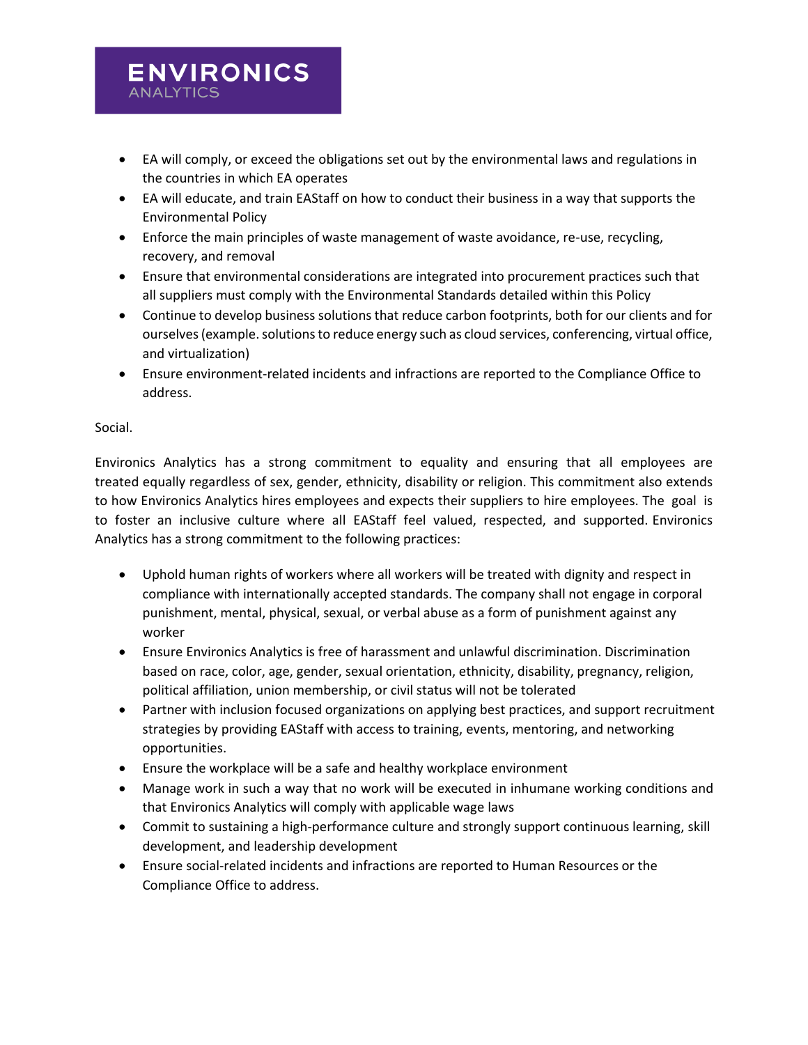- EA will comply, or exceed the obligations set out by the environmental laws and regulations in the countries in which EA operates
- EA will educate, and train EAStaff on how to conduct their business in a way that supports the Environmental Policy
- Enforce the main principles of waste management of waste avoidance, re-use, recycling, recovery, and removal
- Ensure that environmental considerations are integrated into procurement practices such that all suppliers must comply with the Environmental Standards detailed within this Policy
- Continue to develop business solutions that reduce carbon footprints, both for our clients and for ourselves (example. solutions to reduce energy such as cloud services, conferencing, virtual office, and virtualization)
- Ensure environment-related incidents and infractions are reported to the Compliance Office to address.

Social.

Environics Analytics has a strong commitment to equality and ensuring that all employees are treated equally regardless of sex, gender, ethnicity, disability or religion. This commitment also extends to how Environics Analytics hires employees and expects their suppliers to hire employees. The goal is to foster an inclusive culture where all EAStaff feel valued, respected, and supported. Environics Analytics has a strong commitment to the following practices:

- Uphold human rights of workers where all workers will be treated with dignity and respect in compliance with internationally accepted standards. The company shall not engage in corporal punishment, mental, physical, sexual, or verbal abuse as a form of punishment against any worker
- Ensure Environics Analytics is free of harassment and unlawful discrimination. Discrimination based on race, color, age, gender, sexual orientation, ethnicity, disability, pregnancy, religion, political affiliation, union membership, or civil status will not be tolerated
- Partner with inclusion focused organizations on applying best practices, and support recruitment strategies by providing EAStaff with access to training, events, mentoring, and networking opportunities.
- Ensure the workplace will be a safe and healthy workplace environment
- Manage work in such a way that no work will be executed in inhumane working conditions and that Environics Analytics will comply with applicable wage laws
- Commit to sustaining a high-performance culture and strongly support continuous learning, skill development, and leadership development
- Ensure social-related incidents and infractions are reported to Human Resources or the Compliance Office to address.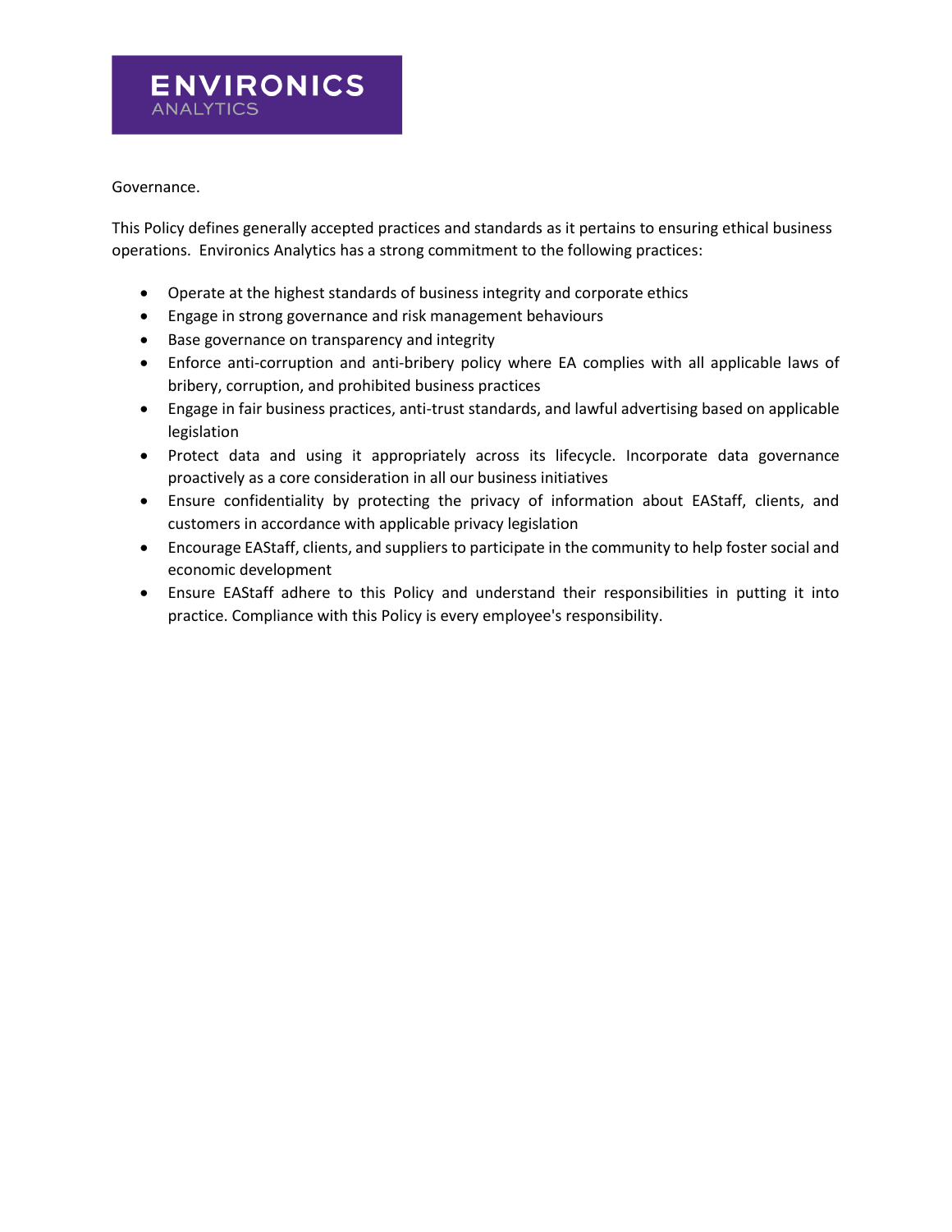Governance.

This Policy defines generally accepted practices and standards as it pertains to ensuring ethical business operations. Environics Analytics has a strong commitment to the following practices:

- Operate at the highest standards of business integrity and corporate ethics
- Engage in strong governance and risk management behaviours
- Base governance on transparency and integrity
- Enforce anti-corruption and anti-bribery policy where EA complies with all applicable laws of bribery, corruption, and prohibited business practices
- Engage in fair business practices, anti-trust standards, and lawful advertising based on applicable legislation
- Protect data and using it appropriately across its lifecycle. Incorporate data governance proactively as a core consideration in all our business initiatives
- Ensure confidentiality by protecting the privacy of information about EAStaff, clients, and customers in accordance with applicable privacy legislation
- Encourage EAStaff, clients, and suppliers to participate in the community to help foster social and economic development
- Ensure EAStaff adhere to this Policy and understand their responsibilities in putting it into practice. Compliance with this Policy is every employee's responsibility.